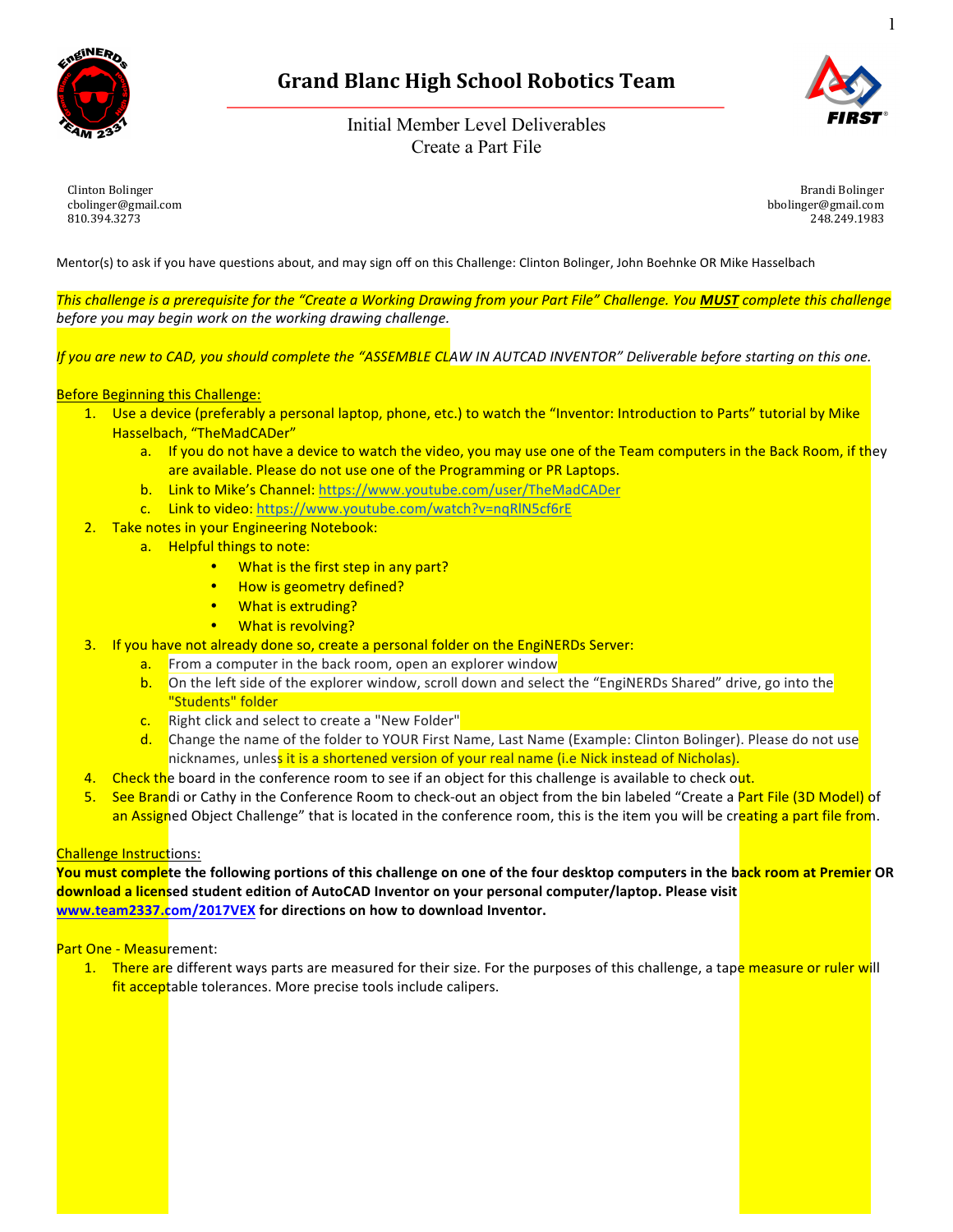# Grand Blanc High School Robotics Team

Initial Member Level Deliverables
Create a Part File

Clinton Bolinger
cbolinger@gmail.com
810.394.3273

Brandi Bolinger
bbolinger@gmail.com
248.249.1983

Mentor(s) to ask if you have questions about, and may sign off on this Challenge: Clinton Bolinger, John Boehnke OR Mike Hasselbach

*This challenge is a prerequisite for the "Create a Working Drawing from your Part File" Challenge. You **MUST** complete this challenge before you may begin work on the working drawing challenge.*

*If you are new to CAD, you should complete the "ASSEMBLE CLAW IN AUTCAD INVENTOR" Deliverable before starting on this one.*

Before Beginning this Challenge:

1. Use a device (preferably a personal laptop, phone, etc.) to watch the "Inventor: Introduction to Parts" tutorial by Mike Hasselbach, "TheMadCADer"
   a. If you do not have a device to watch the video, you may use one of the Team computers in the Back Room, if they are available. Please do not use one of the Programming or PR Laptops.
   b. Link to Mike's Channel: https://www.youtube.com/user/TheMadCADer
   c. Link to video: https://www.youtube.com/watch?v=nqRlN5cf6rE
2. Take notes in your Engineering Notebook:
   a. Helpful things to note:
      - What is the first step in any part?
      - How is geometry defined?
      - What is extruding?
      - What is revolving?
3. If you have not already done so, create a personal folder on the EngiNERDs Server:
   a. From a computer in the back room, open an explorer window
   b. On the left side of the explorer window, scroll down and select the "EngiNERDs Shared" drive, go into the "Students" folder
   c. Right click and select to create a "New Folder"
   d. Change the name of the folder to YOUR First Name, Last Name (Example: Clinton Bolinger). Please do not use nicknames, unless it is a shortened version of your real name (i.e Nick instead of Nicholas).
4. Check the board in the conference room to see if an object for this challenge is available to check out.
5. See Brandi or Cathy in the Conference Room to check-out an object from the bin labeled "Create a Part File (3D Model) of an Assigned Object Challenge" that is located in the conference room, this is the item you will be creating a part file from.

Challenge Instructions:

**You must complete the following portions of this challenge on one of the four desktop computers in the back room at Premier OR download a licensed student edition of AutoCAD Inventor on your personal computer/laptop. Please visit www.team2337.com/2017VEX for directions on how to download Inventor.**

Part One - Measurement:

1. There are different ways parts are measured for their size. For the purposes of this challenge, a tape measure or ruler will fit acceptable tolerances. More precise tools include calipers.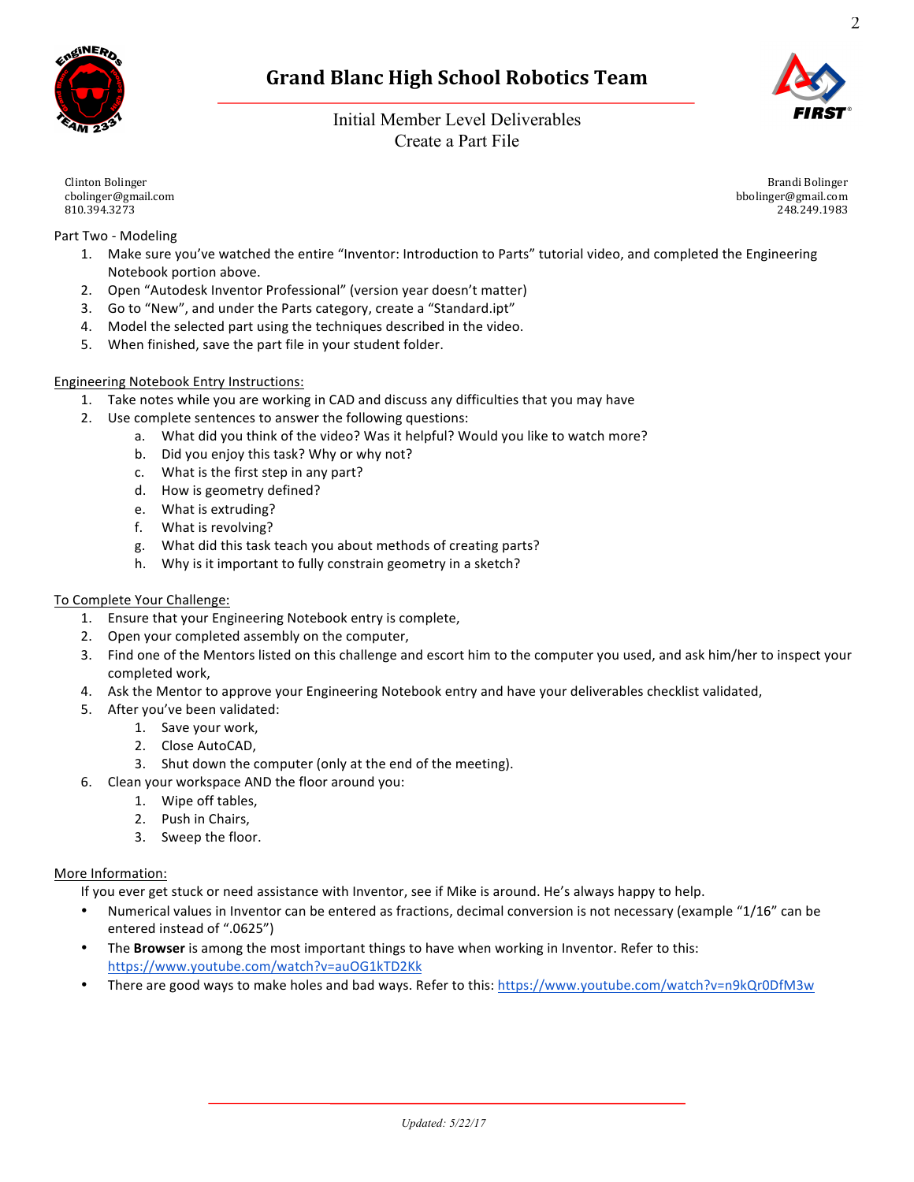# Grand Blanc High School Robotics Team

Initial Member Level Deliverables
Create a Part File

Clinton Bolinger
cbolinger@gmail.com
810.394.3273

Brandi Bolinger
bbolinger@gmail.com
248.249.1983

Part Two - Modeling

1. Make sure you've watched the entire "Inventor: Introduction to Parts" tutorial video, and completed the Engineering Notebook portion above.
2. Open "Autodesk Inventor Professional" (version year doesn't matter)
3. Go to "New", and under the Parts category, create a "Standard.ipt"
4. Model the selected part using the techniques described in the video.
5. When finished, save the part file in your student folder.

Engineering Notebook Entry Instructions:

1. Take notes while you are working in CAD and discuss any difficulties that you may have
2. Use complete sentences to answer the following questions:
   a. What did you think of the video? Was it helpful? Would you like to watch more?
   b. Did you enjoy this task? Why or why not?
   c. What is the first step in any part?
   d. How is geometry defined?
   e. What is extruding?
   f. What is revolving?
   g. What did this task teach you about methods of creating parts?
   h. Why is it important to fully constrain geometry in a sketch?

To Complete Your Challenge:

1. Ensure that your Engineering Notebook entry is complete,
2. Open your completed assembly on the computer,
3. Find one of the Mentors listed on this challenge and escort him to the computer you used, and ask him/her to inspect your completed work,
4. Ask the Mentor to approve your Engineering Notebook entry and have your deliverables checklist validated,
5. After you've been validated:
   1. Save your work,
   2. Close AutoCAD,
   3. Shut down the computer (only at the end of the meeting).
6. Clean your workspace AND the floor around you:
   1. Wipe off tables,
   2. Push in Chairs,
   3. Sweep the floor.

More Information:

If you ever get stuck or need assistance with Inventor, see if Mike is around. He's always happy to help.

- Numerical values in Inventor can be entered as fractions, decimal conversion is not necessary (example "1/16" can be entered instead of ".0625")
- The **Browser** is among the most important things to have when working in Inventor. Refer to this: https://www.youtube.com/watch?v=auOG1kTD2Kk
- There are good ways to make holes and bad ways. Refer to this: https://www.youtube.com/watch?v=n9kQr0DfM3w

*Updated: 5/22/17*